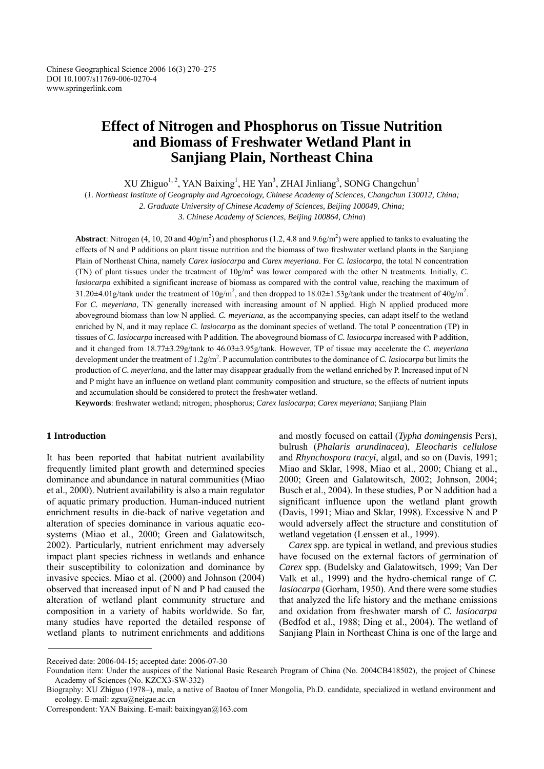Chinese Geographical Science 2006 16(3) 270–275
DOI 10.1007/s11769-006-0270-4
www.springerlink.com

# Effect of Nitrogen and Phosphorus on Tissue Nutrition and Biomass of Freshwater Wetland Plant in Sanjiang Plain, Northeast China

XU Zhiguo[1, 2], YAN Baixing[1], HE Yan[3], ZHAI Jinliang[3], SONG Changchun[1]

(*1. Northeast Institute of Geography and Agroecology, Chinese Academy of Sciences, Changchun 130012, China; 2. Graduate University of Chinese Academy of Sciences, Beijing 100049, China; 3. Chinese Academy of Sciences, Beijing 100864, China*)

**Abstract**: Nitrogen (4, 10, 20 and $40g/m^2$) and phosphorus (1.2, 4.8 and $9.6g/m^2$) were applied to tanks to evaluating the effects of N and P additions on plant tissue nutrition and the biomass of two freshwater wetland plants in the Sanjiang Plain of Northeast China, namely *Carex lasiocarpa* and *Carex meyeriana*. For *C. lasiocarpa*, the total N concentration (TN) of plant tissues under the treatment of $10g/m^2$ was lower compared with the other N treatments. Initially, *C. lasiocarpa* exhibited a significant increase of biomass as compared with the control value, reaching the maximum of $31.20\pm4.01$g/tank under the treatment of $10g/m^2$, and then dropped to $18.02\pm1.53$g/tank under the treatment of $40g/m^2$. For *C. meyeriana*, TN generally increased with increasing amount of N applied. High N applied produced more aboveground biomass than low N applied. *C. meyeriana*, as the accompanying species, can adapt itself to the wetland enriched by N, and it may replace *C. lasiocarpa* as the dominant species of wetland. The total P concentration (TP) in tissues of *C. lasiocarpa* increased with P addition. The aboveground biomass of *C. lasiocarpa* increased with P addition, and it changed from $18.77\pm3.29$g/tank to $46.03\pm3.95$g/tank. However, TP of tissue may accelerate the *C. meyeriana* development under the treatment of $1.2g/m^2$. P accumulation contributes to the dominance of *C. lasiocarpa* but limits the production of *C. meyeriana*, and the latter may disappear gradually from the wetland enriched by P. Increased input of N and P might have an influence on wetland plant community composition and structure, so the effects of nutrient inputs and accumulation should be considered to protect the freshwater wetland.

**Keywords**: freshwater wetland; nitrogen; phosphorus; *Carex lasiocarpa*; *Carex meyeriana*; Sanjiang Plain

## 1 Introduction

It has been reported that habitat nutrient availability frequently limited plant growth and determined species dominance and abundance in natural communities (Miao et al., 2000). Nutrient availability is also a main regulator of aquatic primary production. Human-induced nutrient enrichment results in die-back of native vegetation and alteration of species dominance in various aquatic ecosystems (Miao et al., 2000; Green and Galatowitsch, 2002). Particularly, nutrient enrichment may adversely impact plant species richness in wetlands and enhance their susceptibility to colonization and dominance by invasive species. Miao et al. (2000) and Johnson (2004) observed that increased input of N and P had caused the alteration of wetland plant community structure and composition in a variety of habits worldwide. So far, many studies have reported the detailed response of wetland plants to nutriment enrichments and additions and mostly focused on cattail (*Typha domingensis* Pers), bulrush (*Phalaris arundinacea*), *Eleocharis cellulose* and *Rhynchospora tracyi*, algal, and so on (Davis, 1991; Miao and Sklar, 1998, Miao et al., 2000; Chiang et al., 2000; Green and Galatowitsch, 2002; Johnson, 2004; Busch et al., 2004). In these studies, P or N addition had a significant influence upon the wetland plant growth (Davis, 1991; Miao and Sklar, 1998). Excessive N and P would adversely affect the structure and constitution of wetland vegetation (Lenssen et al., 1999).

*Carex* spp. are typical in wetland, and previous studies have focused on the external factors of germination of *Carex* spp. (Budelsky and Galatowitsch, 1999; Van Der Valk et al., 1999) and the hydro-chemical range of *C. lasiocarpa* (Gorham, 1950). And there were some studies that analyzed the life history and the methane emissions and oxidation from freshwater marsh of *C. lasiocarpa* (Bedfod et al., 1988; Ding et al., 2004). The wetland of Sanjiang Plain in Northeast China is one of the large and

---

Received date: 2006-04-15; accepted date: 2006-07-30

Foundation item: Under the auspices of the National Basic Research Program of China (No. 2004CB418502), the project of Chinese Academy of Sciences (No. KZCX3-SW-332)

Biography: XU Zhiguo (1978–), male, a native of Baotou of Inner Mongolia, Ph.D. candidate, specialized in wetland environment and ecology. E-mail: zgxu@neigae.ac.cn

Correspondent: YAN Baixing. E-mail: baixingyan@163.com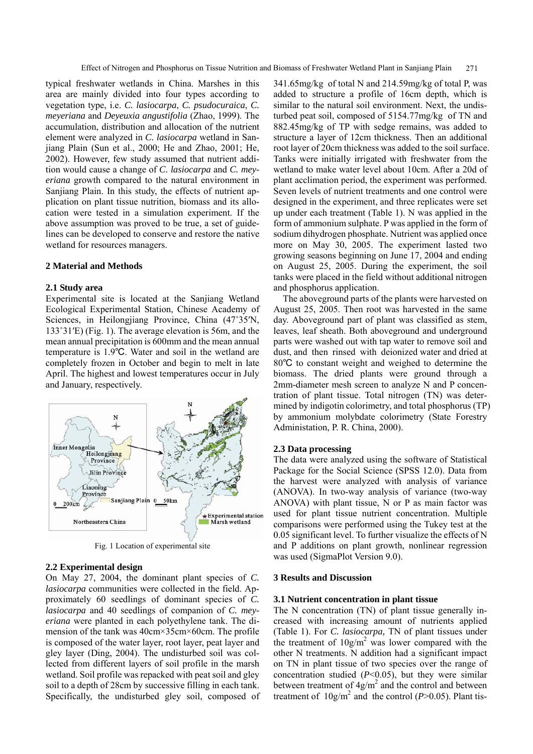typical freshwater wetlands in China. Marshes in this area are mainly divided into four types according to vegetation type, i.e. *C. lasiocarpa*, *C. psudocuraica*, *C. meyeriana* and *Deyeuxia angustifolia* (Zhao, 1999). The accumulation, distribution and allocation of the nutrient element were analyzed in *C. lasiocarpa* wetland in Sanjiang Plain (Sun et al., 2000; He and Zhao, 2001; He, 2002). However, few study assumed that nutrient addition would cause a change of *C. lasiocarpa* and *C. meyeriana* growth compared to the natural environment in Sanjiang Plain. In this study, the effects of nutrient application on plant tissue nutrition, biomass and its allocation were tested in a simulation experiment. If the above assumption was proved to be true, a set of guidelines can be developed to conserve and restore the native wetland for resources managers.

## 2 Material and Methods

### 2.1 Study area

Experimental site is located at the Sanjiang Wetland Ecological Experimental Station, Chinese Academy of Sciences, in Heilongjiang Province, China (47˚35′N, 133˚31′E) (Fig. 1). The average elevation is 56m, and the mean annual precipitation is 600mm and the mean annual temperature is 1.9℃. Water and soil in the wetland are completely frozen in October and begin to melt in late April. The highest and lowest temperatures occur in July and January, respectively.

Fig. 1 Location of experimental site

### 2.2 Experimental design

On May 27, 2004, the dominant plant species of *C. lasiocarpa* communities were collected in the field. Approximately 60 seedlings of dominant species of *C. lasiocarpa* and 40 seedlings of companion of *C. meyeriana* were planted in each polyethylene tank. The dimension of the tank was 40cm×35cm×60cm. The profile is composed of the water layer, root layer, peat layer and gley layer (Ding, 2004). The undisturbed soil was collected from different layers of soil profile in the marsh wetland. Soil profile was repacked with peat soil and gley soil to a depth of 28cm by successive filling in each tank. Specifically, the undisturbed gley soil, composed of 341.65mg/kg of total N and 214.59mg/kg of total P, was added to structure a profile of 16cm depth, which is similar to the natural soil environment. Next, the undisturbed peat soil, composed of 5154.77mg/kg of TN and 882.45mg/kg of TP with sedge remains, was added to structure a layer of 12cm thickness. Then an additional root layer of 20cm thickness was added to the soil surface. Tanks were initially irrigated with freshwater from the wetland to make water level about 10cm. After a 20d of plant acclimation period, the experiment was performed. Seven levels of nutrient treatments and one control were designed in the experiment, and three replicates were set up under each treatment (Table 1). N was applied in the form of ammonium sulphate. P was applied in the form of sodium dihydrogen phosphate. Nutrient was applied once more on May 30, 2005. The experiment lasted two growing seasons beginning on June 17, 2004 and ending on August 25, 2005. During the experiment, the soil tanks were placed in the field without additional nitrogen and phosphorus application.

The aboveground parts of the plants were harvested on August 25, 2005. Then root was harvested in the same day. Aboveground part of plant was classified as stem, leaves, leaf sheath. Both aboveground and underground parts were washed out with tap water to remove soil and dust, and then rinsed with deionized water and dried at 80℃ to constant weight and weighed to determine the biomass. The dried plants were ground through a 2mm-diameter mesh screen to analyze N and P concentration of plant tissue. Total nitrogen (TN) was determined by indigotin colorimetry, and total phosphorus (TP) by ammonium molybdate colorimetry (State Forestry Administation, P. R. China, 2000).

### 2.3 Data processing

The data were analyzed using the software of Statistical Package for the Social Science (SPSS 12.0). Data from the harvest were analyzed with analysis of variance (ANOVA). In two-way analysis of variance (two-way ANOVA) with plant tissue, N or P as main factor was used for plant tissue nutrient concentration. Multiple comparisons were performed using the Tukey test at the 0.05 significant level. To further visualize the effects of N and P additions on plant growth, nonlinear regression was used (SigmaPlot Version 9.0).

## 3 Results and Discussion

### 3.1 Nutrient concentration in plant tissue

The N concentration (TN) of plant tissue generally increased with increasing amount of nutrients applied (Table 1). For *C. lasiocarpa,* TN of plant tissues under the treatment of $10g/m^2$ was lower compared with the other N treatments. N addition had a significant impact on TN in plant tissue of two species over the range of concentration studied ($P$<0.05), but they were similar between treatment of $4g/m^2$ and the control and between treatment of $10g/m^2$ and the control ($P$>0.05). Plant tis-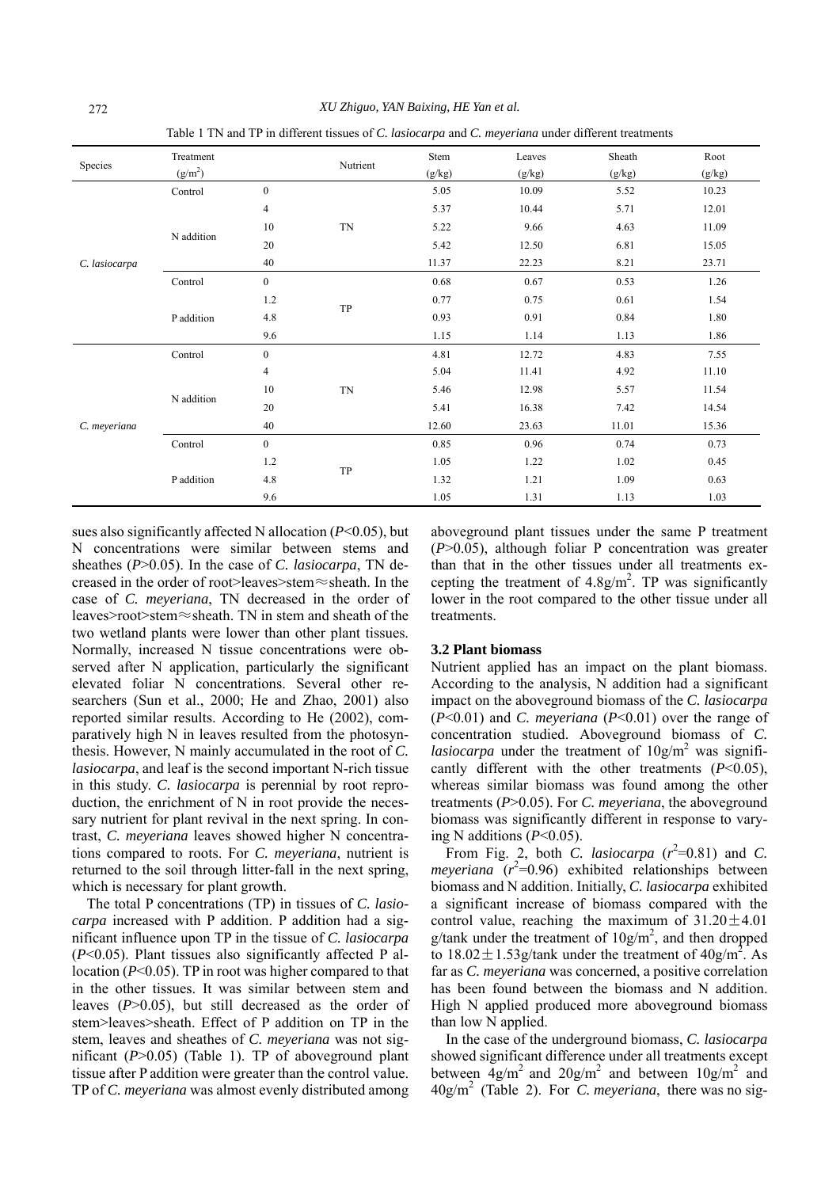Table 1 TN and TP in different tissues of *C. lasiocarpa* and *C. meyeriana* under different treatments

| Species | Treatment ($g/m^2$) | | Nutrient | Stem (g/kg) | Leaves (g/kg) | Sheath (g/kg) | Root (g/kg) |
|---|---|---|---|---|---|---|---|
| *C. lasiocarpa* | Control | 0 | TN | 5.05 | 10.09 | 5.52 | 10.23 |
| | N addition | 4 | | 5.37 | 10.44 | 5.71 | 12.01 |
| | | 10 | | 5.22 | 9.66 | 4.63 | 11.09 |
| | | 20 | | 5.42 | 12.50 | 6.81 | 15.05 |
| | | 40 | | 11.37 | 22.23 | 8.21 | 23.71 |
| | Control | 0 | TP | 0.68 | 0.67 | 0.53 | 1.26 |
| | P addition | 1.2 | | 0.77 | 0.75 | 0.61 | 1.54 |
| | | 4.8 | | 0.93 | 0.91 | 0.84 | 1.80 |
| | | 9.6 | | 1.15 | 1.14 | 1.13 | 1.86 |
| *C. meyeriana* | Control | 0 | TN | 4.81 | 12.72 | 4.83 | 7.55 |
| | N addition | 4 | | 5.04 | 11.41 | 4.92 | 11.10 |
| | | 10 | | 5.46 | 12.98 | 5.57 | 11.54 |
| | | 20 | | 5.41 | 16.38 | 7.42 | 14.54 |
| | | 40 | | 12.60 | 23.63 | 11.01 | 15.36 |
| | Control | 0 | TP | 0.85 | 0.96 | 0.74 | 0.73 |
| | P addition | 1.2 | | 1.05 | 1.22 | 1.02 | 0.45 |
| | | 4.8 | | 1.32 | 1.21 | 1.09 | 0.63 |
| | | 9.6 | | 1.05 | 1.31 | 1.13 | 1.03 |

sues also significantly affected N allocation ($P$<0.05), but N concentrations were similar between stems and sheathes ($P$>0.05). In the case of *C. lasiocarpa*, TN decreased in the order of root>leaves>stem≈sheath. In the case of *C. meyeriana*, TN decreased in the order of leaves>root>stem≈sheath. TN in stem and sheath of the two wetland plants were lower than other plant tissues. Normally, increased N tissue concentrations were observed after N application, particularly the significant elevated foliar N concentrations. Several other researchers (Sun et al., 2000; He and Zhao, 2001) also reported similar results. According to He (2002), comparatively high N in leaves resulted from the photosynthesis. However, N mainly accumulated in the root of *C. lasiocarpa*, and leaf is the second important N-rich tissue in this study. *C. lasiocarpa* is perennial by root reproduction, the enrichment of N in root provide the necessary nutrient for plant revival in the next spring. In contrast, *C. meyeriana* leaves showed higher N concentrations compared to roots. For *C. meyeriana*, nutrient is returned to the soil through litter-fall in the next spring, which is necessary for plant growth.

The total P concentrations (TP) in tissues of *C. lasiocarpa* increased with P addition. P addition had a significant influence upon TP in the tissue of *C. lasiocarpa* ($P$<0.05). Plant tissues also significantly affected P allocation ($P$<0.05). TP in root was higher compared to that in the other tissues. It was similar between stem and leaves ($P$>0.05), but still decreased as the order of stem>leaves>sheath. Effect of P addition on TP in the stem, leaves and sheathes of *C. meyeriana* was not significant ($P$>0.05) (Table 1). TP of aboveground plant tissue after P addition were greater than the control value. TP of *C. meyeriana* was almost evenly distributed among aboveground plant tissues under the same P treatment ($P$>0.05), although foliar P concentration was greater than that in the other tissues under all treatments excepting the treatment of 4.8g/m$^2$. TP was significantly lower in the root compared to the other tissue under all treatments.

### 3.2 Plant biomass

Nutrient applied has an impact on the plant biomass. According to the analysis, N addition had a significant impact on the aboveground biomass of the *C. lasiocarpa* ($P$<0.01) and *C. meyeriana* ($P$<0.01) over the range of concentration studied. Aboveground biomass of *C. lasiocarpa* under the treatment of 10g/m$^2$ was significantly different with the other treatments ($P$<0.05), whereas similar biomass was found among the other treatments ($P$>0.05). For *C. meyeriana*, the aboveground biomass was significantly different in response to varying N additions ($P$<0.05).

From Fig. 2, both *C. lasiocarpa* ($r^2$=0.81) and *C. meyeriana* ($r^2$=0.96) exhibited relationships between biomass and N addition. Initially, *C. lasiocarpa* exhibited a significant increase of biomass compared with the control value, reaching the maximum of 31.20±4.01 g/tank under the treatment of 10g/m$^2$, and then dropped to 18.02±1.53g/tank under the treatment of 40g/m$^2$. As far as *C. meyeriana* was concerned, a positive correlation has been found between the biomass and N addition. High N applied produced more aboveground biomass than low N applied.

In the case of the underground biomass, *C. lasiocarpa* showed significant difference under all treatments except between 4g/m$^2$ and 20g/m$^2$ and between 10g/m$^2$ and 40g/m$^2$ (Table 2). For *C. meyeriana*, there was no sig-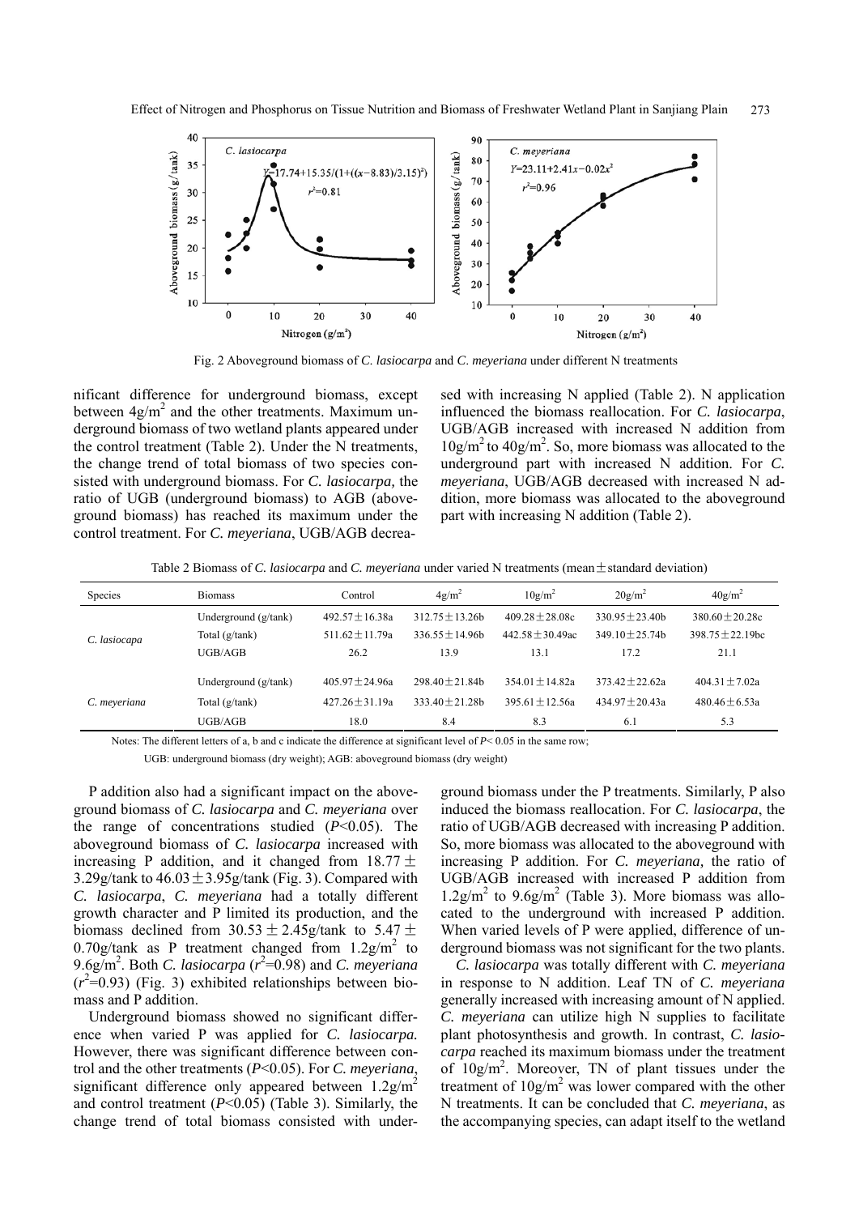Fig. 2 Aboveground biomass of *C. lasiocarpa* and *C. meyeriana* under different N treatments

nificant difference for underground biomass, except between $4g/m^2$ and the other treatments. Maximum underground biomass of two wetland plants appeared under the control treatment (Table 2). Under the N treatments, the change trend of total biomass of two species consisted with underground biomass. For *C. lasiocarpa,* the ratio of UGB (underground biomass) to AGB (aboveground biomass) has reached its maximum under the control treatment. For *C. meyeriana*, UGB/AGB decreased with increasing N applied (Table 2). N application influenced the biomass reallocation. For *C. lasiocarpa*, UGB/AGB increased with increased N addition from $10g/m^2$ to $40g/m^2$. So, more biomass was allocated to the underground part with increased N addition. For *C. meyeriana*, UGB/AGB decreased with increased N addition, more biomass was allocated to the aboveground part with increasing N addition (Table 2).

Table 2 Biomass of *C. lasiocarpa* and *C. meyeriana* under varied N treatments (mean ± standard deviation)

| Species | Biomass | Control | $4g/m^2$ | $10g/m^2$ | $20g/m^2$ | $40g/m^2$ |
|---|---|---|---|---|---|---|
| *C. lasiocapa* | Underground (g/tank) | 492.57±16.38a | 312.75±13.26b | 409.28±28.08c | 330.95±23.40b | 380.60±20.28c |
| | Total (g/tank) | 511.62±11.79a | 336.55±14.96b | 442.58±30.49ac | 349.10±25.74b | 398.75±22.19bc |
| | UGB/AGB | 26.2 | 13.9 | 13.1 | 17.2 | 21.1 |
| *C. meyeriana* | Underground (g/tank) | 405.97±24.96a | 298.40±21.84b | 354.01±14.82a | 373.42±22.62a | 404.31±7.02a |
| | Total (g/tank) | 427.26±31.19a | 333.40±21.28b | 395.61±12.56a | 434.97±20.43a | 480.46±6.53a |
| | UGB/AGB | 18.0 | 8.4 | 8.3 | 6.1 | 5.3 |

Notes: The different letters of a, b and c indicate the difference at significant level of $P< 0.05$ in the same row;

UGB: underground biomass (dry weight); AGB: aboveground biomass (dry weight)

P addition also had a significant impact on the aboveground biomass of *C. lasiocarpa* and *C. meyeriana* over the range of concentrations studied ($P$<0.05). The aboveground biomass of *C. lasiocarpa* increased with increasing P addition, and it changed from 18.77 ± 3.29g/tank to 46.03±3.95g/tank (Fig. 3). Compared with *C. lasiocarpa*, *C. meyeriana* had a totally different growth character and P limited its production, and the biomass declined from 30.53 ± 2.45g/tank to 5.47 ± 0.70g/tank as P treatment changed from $1.2g/m^2$ to $9.6g/m^2$. Both *C. lasiocarpa* ($r^2$=0.98) and *C. meyeriana* ($r^2$=0.93) (Fig. 3) exhibited relationships between biomass and P addition.

Underground biomass showed no significant difference when varied P was applied for *C. lasiocarpa.* However, there was significant difference between control and the other treatments ($P$<0.05). For *C. meyeriana*, significant difference only appeared between $1.2g/m^2$ and control treatment ($P$<0.05) (Table 3). Similarly, the change trend of total biomass consisted with underground biomass under the P treatments. Similarly, P also induced the biomass reallocation. For *C. lasiocarpa*, the ratio of UGB/AGB decreased with increasing P addition. So, more biomass was allocated to the aboveground with increasing P addition. For *C. meyeriana,* the ratio of UGB/AGB increased with increased P addition from $1.2g/m^2$ to $9.6g/m^2$ (Table 3). More biomass was allocated to the underground with increased P addition. When varied levels of P were applied, difference of underground biomass was not significant for the two plants.

*C. lasiocarpa* was totally different with *C. meyeriana* in response to N addition. Leaf TN of *C. meyeriana* generally increased with increasing amount of N applied. *C. meyeriana* can utilize high N supplies to facilitate plant photosynthesis and growth. In contrast, *C. lasiocarpa* reached its maximum biomass under the treatment of $10g/m^2$. Moreover, TN of plant tissues under the treatment of $10g/m^2$ was lower compared with the other N treatments. It can be concluded that *C. meyeriana*, as the accompanying species, can adapt itself to the wetland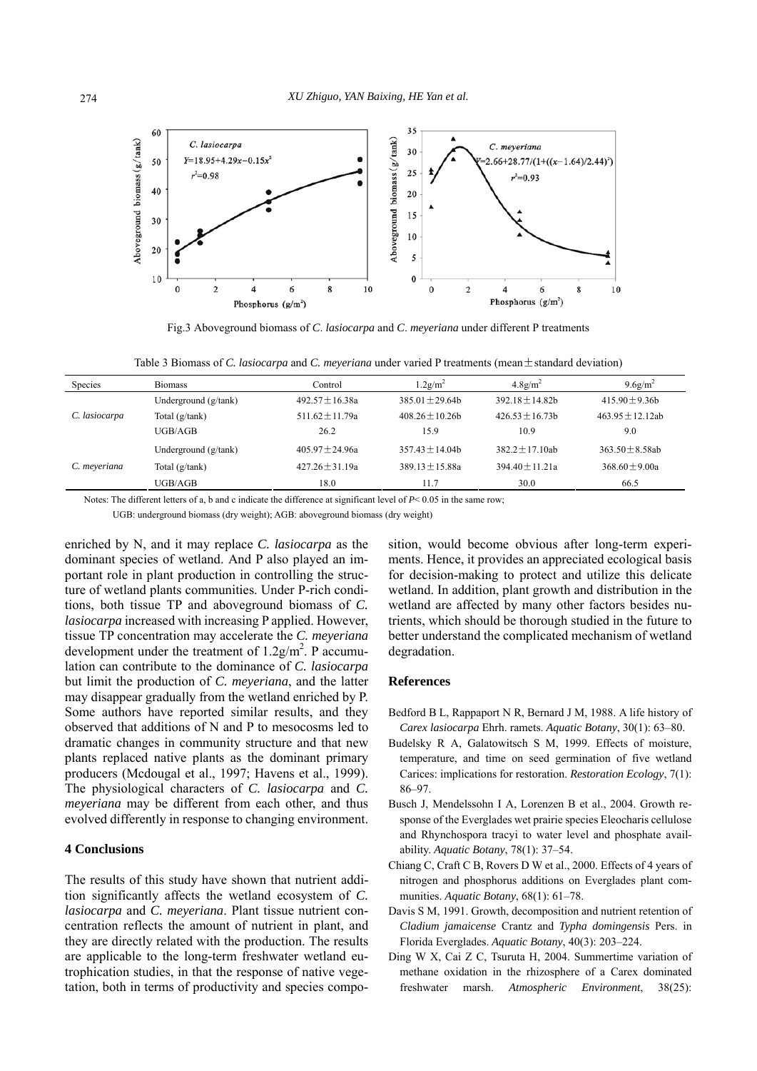Fig.3 Aboveground biomass of *C. lasiocarpa* and *C. meyeriana* under different P treatments

Table 3 Biomass of *C. lasiocarpa* and *C. meyeriana* under varied P treatments (mean ± standard deviation)

| Species | Biomass | Control | 1.2g/m$^2$ | 4.8g/m$^2$ | 9.6g/m$^2$ |
|---|---|---|---|---|---|
| *C. lasiocarpa* | Underground (g/tank) | 492.57±16.38a | 385.01±29.64b | 392.18±14.82b | 415.90±9.36b |
| | Total (g/tank) | 511.62±11.79a | 408.26±10.26b | 426.53±16.73b | 463.95±12.12ab |
| | UGB/AGB | 26.2 | 15.9 | 10.9 | 9.0 |
| *C. meyeriana* | Underground (g/tank) | 405.97±24.96a | 357.43±14.04b | 382.2±17.10ab | 363.50±8.58ab |
| | Total (g/tank) | 427.26±31.19a | 389.13±15.88a | 394.40±11.21a | 368.60±9.00a |
| | UGB/AGB | 18.0 | 11.7 | 30.0 | 66.5 |

Notes: The different letters of a, b and c indicate the difference at significant level of $P< 0.05$ in the same row;

UGB: underground biomass (dry weight); AGB: aboveground biomass (dry weight)

enriched by N, and it may replace *C. lasiocarpa* as the dominant species of wetland. And P also played an important role in plant production in controlling the structure of wetland plants communities. Under P-rich conditions, both tissue TP and aboveground biomass of *C. lasiocarpa* increased with increasing P applied. However, tissue TP concentration may accelerate the *C. meyeriana* development under the treatment of 1.2g/m$^2$. P accumulation can contribute to the dominance of *C. lasiocarpa* but limit the production of *C. meyeriana*, and the latter may disappear gradually from the wetland enriched by P. Some authors have reported similar results, and they observed that additions of N and P to mesocosms led to dramatic changes in community structure and that new plants replaced native plants as the dominant primary producers (Mcdougal et al., 1997; Havens et al., 1999). The physiological characters of *C. lasiocarpa* and *C. meyeriana* may be different from each other, and thus evolved differently in response to changing environment.

## 4 Conclusions

The results of this study have shown that nutrient addition significantly affects the wetland ecosystem of *C. lasiocarpa* and *C. meyeriana*. Plant tissue nutrient concentration reflects the amount of nutrient in plant, and they are directly related with the production. The results are applicable to the long-term freshwater wetland eutrophication studies, in that the response of native vegetation, both in terms of productivity and species composition, would become obvious after long-term experiments. Hence, it provides an appreciated ecological basis for decision-making to protect and utilize this delicate wetland. In addition, plant growth and distribution in the wetland are affected by many other factors besides nutrients, which should be thorough studied in the future to better understand the complicated mechanism of wetland degradation.

## References

Bedford B L, Rappaport N R, Bernard J M, 1988. A life history of *Carex lasiocarpa* Ehrh. ramets. *Aquatic Botany*, 30(1): 63–80.

Budelsky R A, Galatowitsch S M, 1999. Effects of moisture, temperature, and time on seed germination of five wetland Carices: implications for restoration. *Restoration Ecology*, 7(1): 86–97.

Busch J, Mendelssohn I A, Lorenzen B et al., 2004. Growth response of the Everglades wet prairie species Eleocharis cellulose and Rhynchospora tracyi to water level and phosphate availability. *Aquatic Botany*, 78(1): 37–54.

Chiang C, Craft C B, Rovers D W et al., 2000. Effects of 4 years of nitrogen and phosphorus additions on Everglades plant communities. *Aquatic Botany*, 68(1): 61–78.

Davis S M, 1991. Growth, decomposition and nutrient retention of *Cladium jamaicense* Crantz and *Typha domingensis* Pers. in Florida Everglades. *Aquatic Botany*, 40(3): 203–224.

Ding W X, Cai Z C, Tsuruta H, 2004. Summertime variation of methane oxidation in the rhizosphere of a Carex dominated freshwater marsh. *Atmospheric Environment*, 38(25):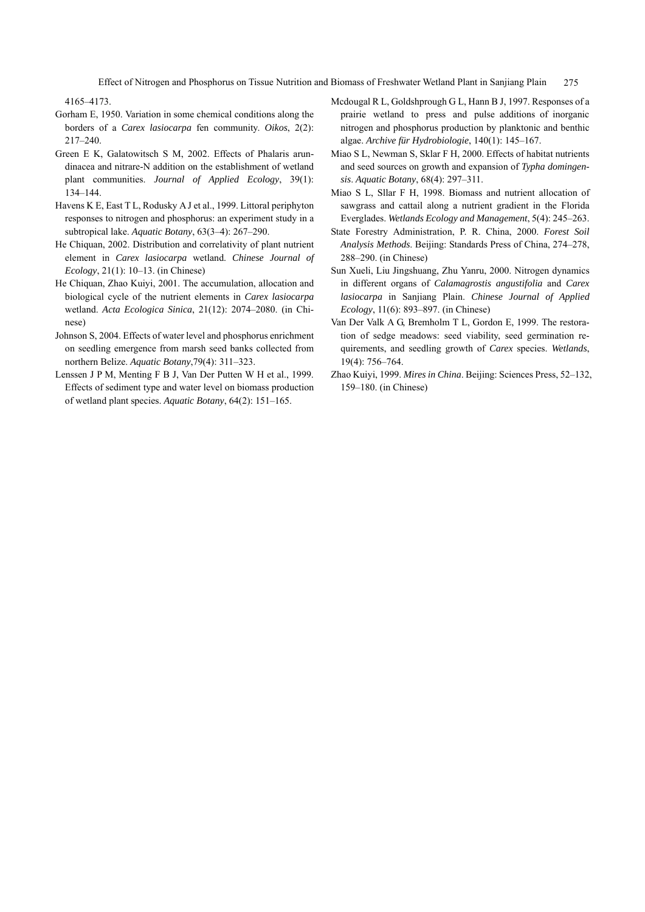4165–4173.

Gorham E, 1950. Variation in some chemical conditions along the borders of a *Carex lasiocarpa* fen community. *Oikos*, 2(2): 217–240.

Green E K, Galatowitsch S M, 2002. Effects of Phalaris arundinacea and nitrare-N addition on the establishment of wetland plant communities. *Journal of Applied Ecology*, 39(1): 134–144.

Havens K E, East T L, Rodusky A J et al., 1999. Littoral periphyton responses to nitrogen and phosphorus: an experiment study in a subtropical lake. *Aquatic Botany*, 63(3–4): 267–290.

He Chiquan, 2002. Distribution and correlativity of plant nutrient element in *Carex lasiocarpa* wetland. *Chinese Journal of Ecology*, 21(1): 10–13. (in Chinese)

He Chiquan, Zhao Kuiyi, 2001. The accumulation, allocation and biological cycle of the nutrient elements in *Carex lasiocarpa* wetland. *Acta Ecologica Sinica*, 21(12): 2074–2080. (in Chinese)

Johnson S, 2004. Effects of water level and phosphorus enrichment on seedling emergence from marsh seed banks collected from northern Belize. *Aquatic Botany*,79(4): 311–323.

Lenssen J P M, Menting F B J, Van Der Putten W H et al., 1999. Effects of sediment type and water level on biomass production of wetland plant species. *Aquatic Botany*, 64(2): 151–165.

Mcdougal R L, Goldshprough G L, Hann B J, 1997. Responses of a prairie wetland to press and pulse additions of inorganic nitrogen and phosphorus production by planktonic and benthic algae. *Archive für Hydrobiologie*, 140(1): 145–167.

Miao S L, Newman S, Sklar F H, 2000. Effects of habitat nutrients and seed sources on growth and expansion of *Typha domingensis*. *Aquatic Botany*, 68(4): 297–311.

Miao S L, Sllar F H, 1998. Biomass and nutrient allocation of sawgrass and cattail along a nutrient gradient in the Florida Everglades. *Wetlands Ecology and Management*, 5(4): 245–263.

State Forestry Administration, P. R. China, 2000. *Forest Soil Analysis Methods*. Beijing: Standards Press of China, 274–278, 288–290. (in Chinese)

Sun Xueli, Liu Jingshuang, Zhu Yanru, 2000. Nitrogen dynamics in different organs of *Calamagrostis angustifolia* and *Carex lasiocarpa* in Sanjiang Plain. *Chinese Journal of Applied Ecology*, 11(6): 893–897. (in Chinese)

Van Der Valk A G, Bremholm T L, Gordon E, 1999. The restoration of sedge meadows: seed viability, seed germination requirements, and seedling growth of *Carex* species. *Wetlands*, 19(4): 756–764.

Zhao Kuiyi, 1999. *Mires in China*. Beijing: Sciences Press, 52–132, 159–180. (in Chinese)